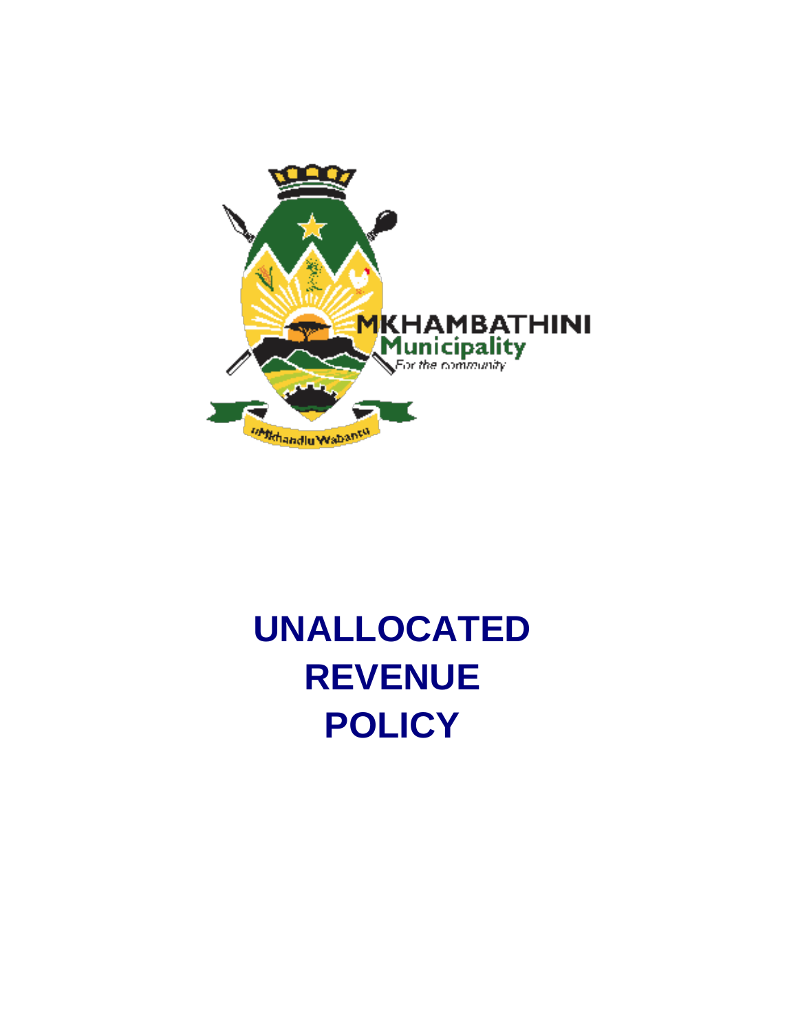MKHAMBATHINI
Municipality
For the community

uMkhandlu Wabantu

# UNALLOCATED REVENUE POLICY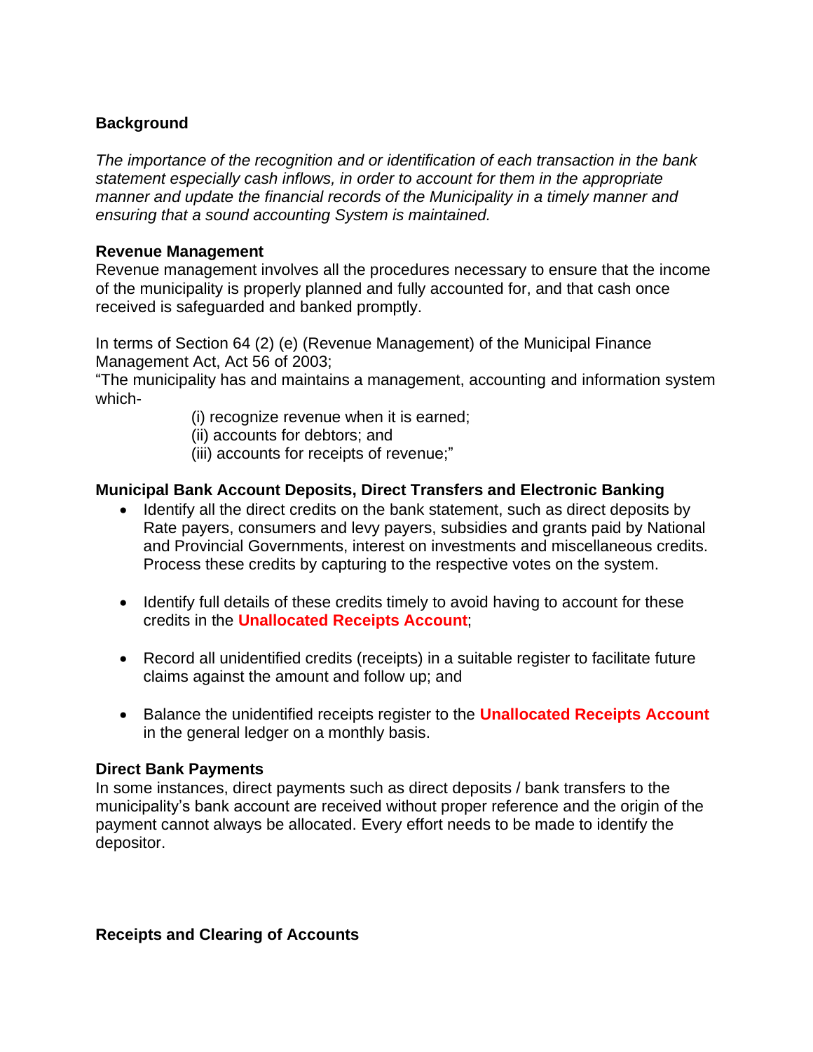## Background

*The importance of the recognition and or identification of each transaction in the bank statement especially cash inflows, in order to account for them in the appropriate manner and update the financial records of the Municipality in a timely manner and ensuring that a sound accounting System is maintained.*

### Revenue Management

Revenue management involves all the procedures necessary to ensure that the income of the municipality is properly planned and fully accounted for, and that cash once received is safeguarded and banked promptly.

In terms of Section 64 (2) (e) (Revenue Management) of the Municipal Finance Management Act, Act 56 of 2003;
"The municipality has and maintains a management, accounting and information system which-

(i) recognize revenue when it is earned;
(ii) accounts for debtors; and
(iii) accounts for receipts of revenue;"

### Municipal Bank Account Deposits, Direct Transfers and Electronic Banking

- Identify all the direct credits on the bank statement, such as direct deposits by Rate payers, consumers and levy payers, subsidies and grants paid by National and Provincial Governments, interest on investments and miscellaneous credits. Process these credits by capturing to the respective votes on the system.
- Identify full details of these credits timely to avoid having to account for these credits in the **Unallocated Receipts Account**;
- Record all unidentified credits (receipts) in a suitable register to facilitate future claims against the amount and follow up; and
- Balance the unidentified receipts register to the **Unallocated Receipts Account** in the general ledger on a monthly basis.

### Direct Bank Payments

In some instances, direct payments such as direct deposits / bank transfers to the municipality's bank account are received without proper reference and the origin of the payment cannot always be allocated. Every effort needs to be made to identify the depositor.

### Receipts and Clearing of Accounts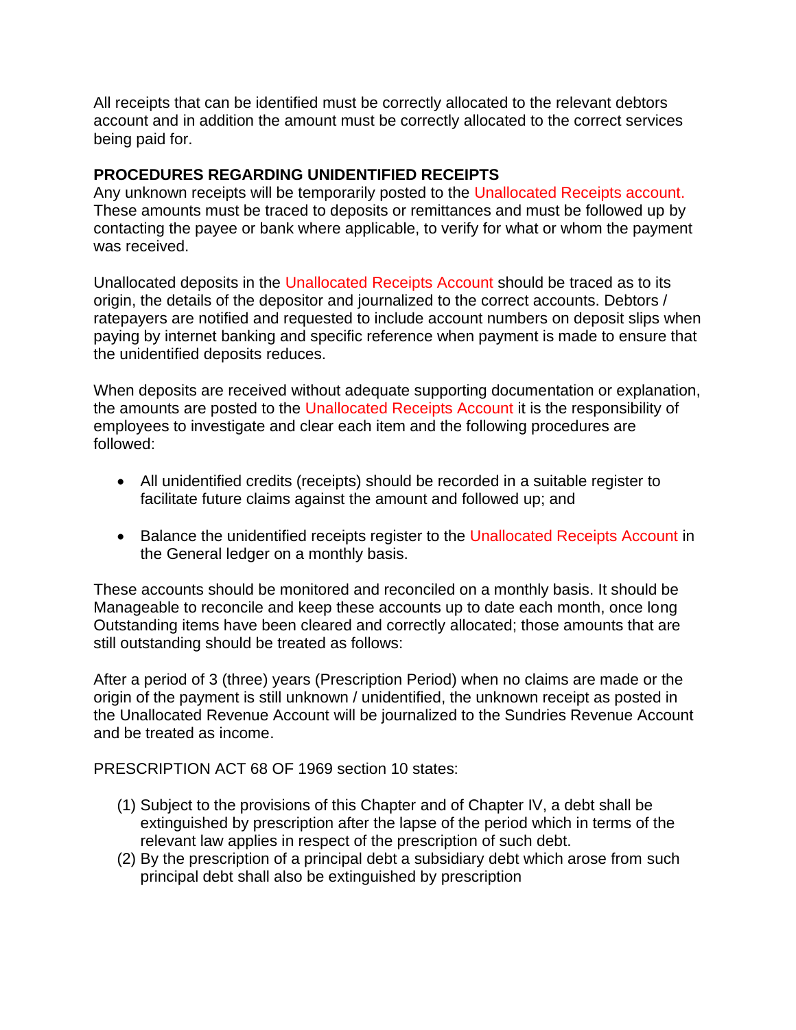All receipts that can be identified must be correctly allocated to the relevant debtors account and in addition the amount must be correctly allocated to the correct services being paid for.

**PROCEDURES REGARDING UNIDENTIFIED RECEIPTS**

Any unknown receipts will be temporarily posted to the Unallocated Receipts account. These amounts must be traced to deposits or remittances and must be followed up by contacting the payee or bank where applicable, to verify for what or whom the payment was received.

Unallocated deposits in the Unallocated Receipts Account should be traced as to its origin, the details of the depositor and journalized to the correct accounts. Debtors / ratepayers are notified and requested to include account numbers on deposit slips when paying by internet banking and specific reference when payment is made to ensure that the unidentified deposits reduces.

When deposits are received without adequate supporting documentation or explanation, the amounts are posted to the Unallocated Receipts Account it is the responsibility of employees to investigate and clear each item and the following procedures are followed:

- All unidentified credits (receipts) should be recorded in a suitable register to facilitate future claims against the amount and followed up; and
- Balance the unidentified receipts register to the Unallocated Receipts Account in the General ledger on a monthly basis.

These accounts should be monitored and reconciled on a monthly basis. It should be Manageable to reconcile and keep these accounts up to date each month, once long Outstanding items have been cleared and correctly allocated; those amounts that are still outstanding should be treated as follows:

After a period of 3 (three) years (Prescription Period) when no claims are made or the origin of the payment is still unknown / unidentified, the unknown receipt as posted in the Unallocated Revenue Account will be journalized to the Sundries Revenue Account and be treated as income.

PRESCRIPTION ACT 68 OF 1969 section 10 states:

(1) Subject to the provisions of this Chapter and of Chapter IV, a debt shall be extinguished by prescription after the lapse of the period which in terms of the relevant law applies in respect of the prescription of such debt.
(2) By the prescription of a principal debt a subsidiary debt which arose from such principal debt shall also be extinguished by prescription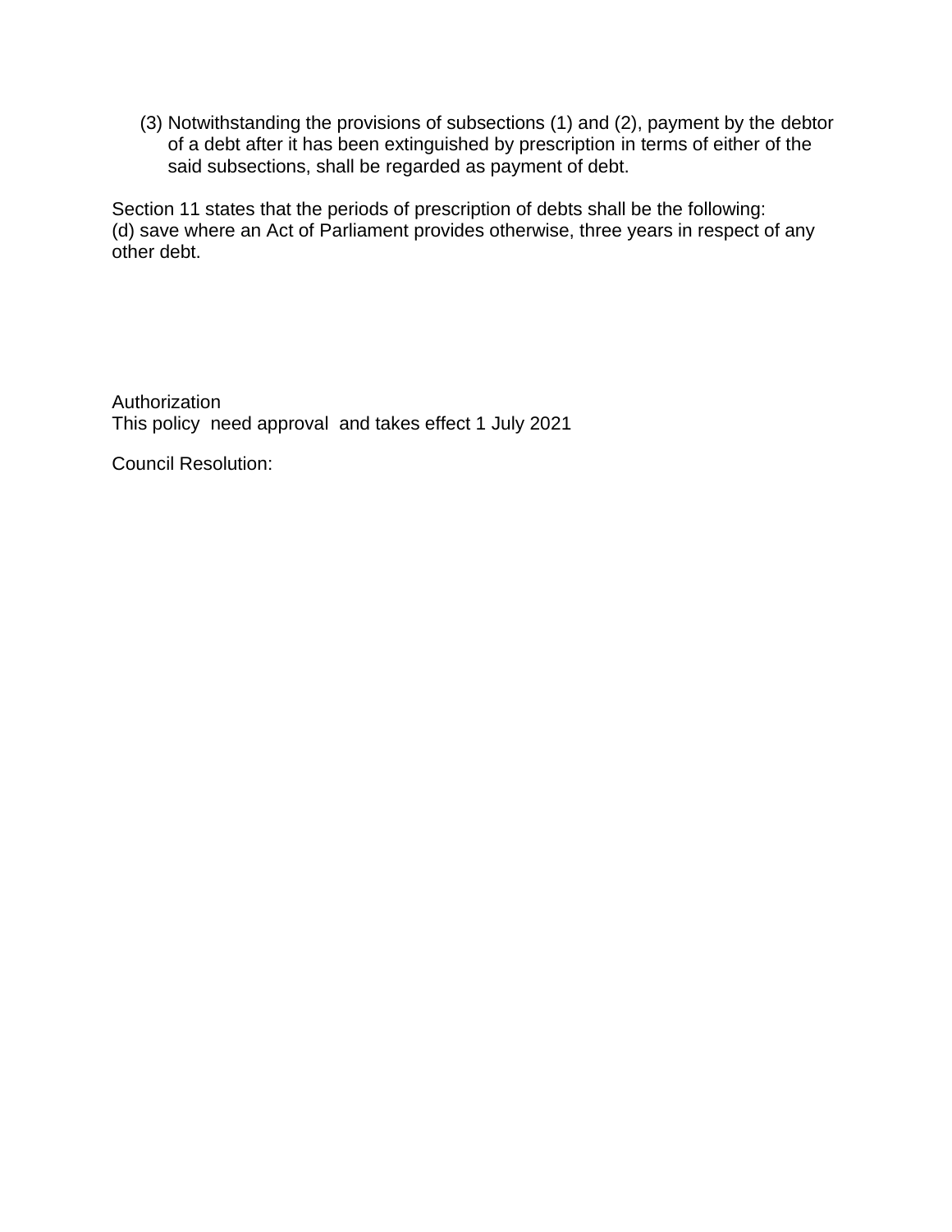(3) Notwithstanding the provisions of subsections (1) and (2), payment by the debtor of a debt after it has been extinguished by prescription in terms of either of the said subsections, shall be regarded as payment of debt.

Section 11 states that the periods of prescription of debts shall be the following:
(d) save where an Act of Parliament provides otherwise, three years in respect of any other debt.

Authorization
This policy need approval and takes effect 1 July 2021

Council Resolution: